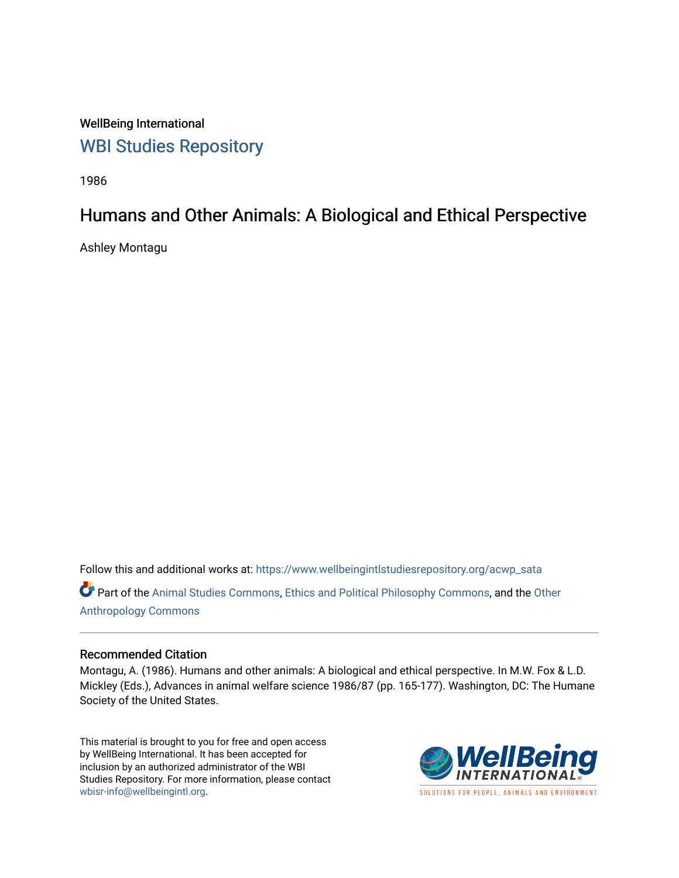WellBeing International

WBI Studies Repository

1986

# Humans and Other Animals: A Biological and Ethical Perspective

Ashley Montagu

Follow this and additional works at: https://www.wellbeingintlstudiesrepository.org/acwp_sata

Part of the Animal Studies Commons, Ethics and Political Philosophy Commons, and the Other Anthropology Commons

## Recommended Citation

Montagu, A. (1986). Humans and other animals: A biological and ethical perspective. In M.W. Fox & L.D. Mickley (Eds.), Advances in animal welfare science 1986/87 (pp. 165-177). Washington, DC: The Humane Society of the United States.

This material is brought to you for free and open access by WellBeing International. It has been accepted for inclusion by an authorized administrator of the WBI Studies Repository. For more information, please contact wbisr-info@wellbeingintl.org.

WellBeing INTERNATIONAL

SOLUTIONS FOR PEOPLE, ANIMALS AND ENVIRONMENT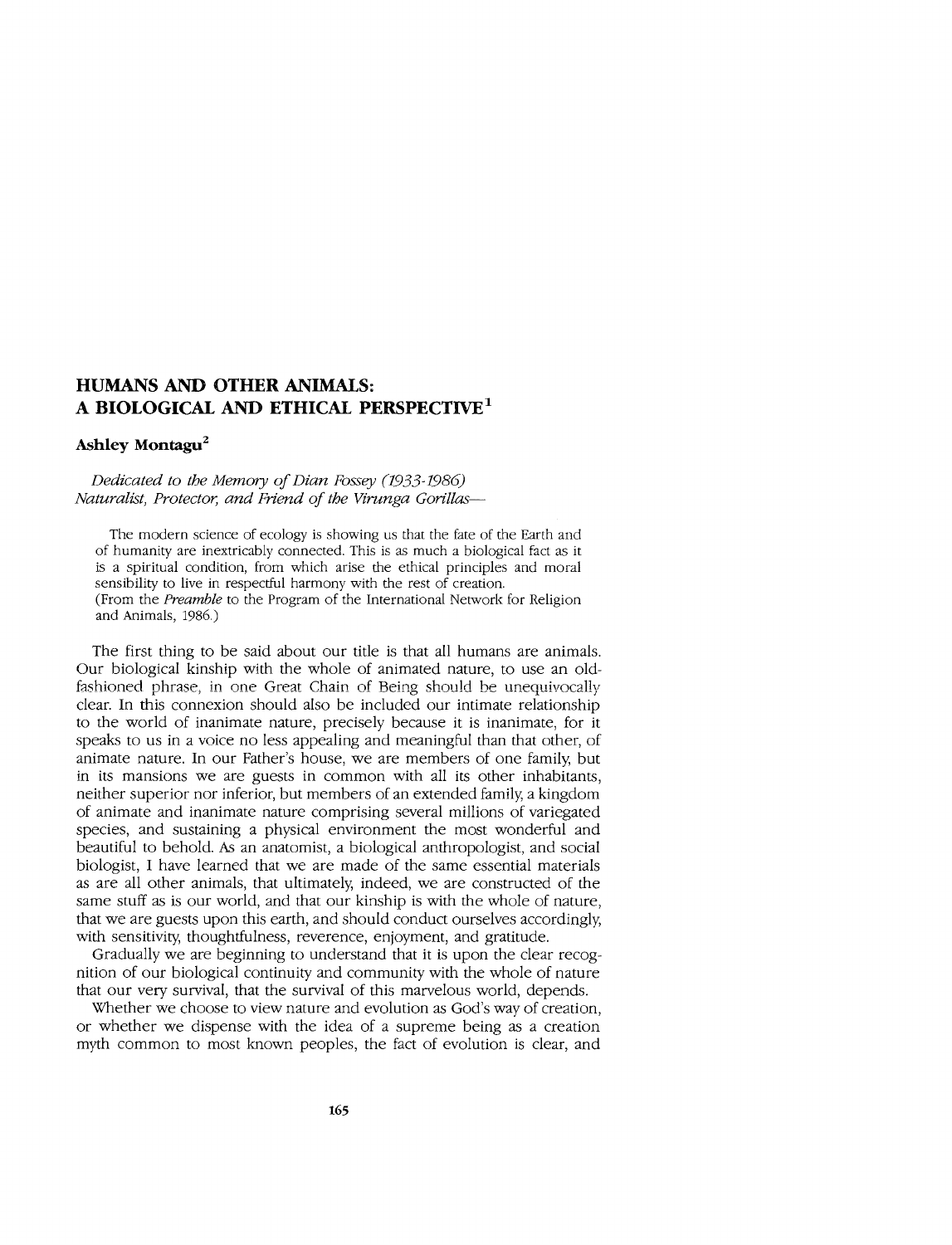# HUMANS AND OTHER ANIMALS: A BIOLOGICAL AND ETHICAL PERSPECTIVE[1]

**Ashley Montagu**[2]

*Dedicated to the Memory of Dian Fossey (1933-1986)*
*Naturalist, Protector, and Friend of the Virunga Gorillas—*

> The modern science of ecology is showing us that the fate of the Earth and of humanity are inextricably connected. This is as much a biological fact as it is a spiritual condition, from which arise the ethical principles and moral sensibility to live in respectful harmony with the rest of creation.
> (From the *Preamble* to the Program of the International Network for Religion and Animals, 1986.)

The first thing to be said about our title is that all humans are animals. Our biological kinship with the whole of animated nature, to use an old-fashioned phrase, in one Great Chain of Being should be unequivocally clear. In this connexion should also be included our intimate relationship to the world of inanimate nature, precisely because it is inanimate, for it speaks to us in a voice no less appealing and meaningful than that other, of animate nature. In our Father's house, we are members of one family, but in its mansions we are guests in common with all its other inhabitants, neither superior nor inferior, but members of an extended family, a kingdom of animate and inanimate nature comprising several millions of variegated species, and sustaining a physical environment the most wonderful and beautiful to behold. As an anatomist, a biological anthropologist, and social biologist, I have learned that we are made of the same essential materials as are all other animals, that ultimately, indeed, we are constructed of the same stuff as is our world, and that our kinship is with the whole of nature, that we are guests upon this earth, and should conduct ourselves accordingly, with sensitivity, thoughtfulness, reverence, enjoyment, and gratitude.

Gradually we are beginning to understand that it is upon the clear recognition of our biological continuity and community with the whole of nature that our very survival, that the survival of this marvelous world, depends.

Whether we choose to view nature and evolution as God's way of creation, or whether we dispense with the idea of a supreme being as a creation myth common to most known peoples, the fact of evolution is clear, and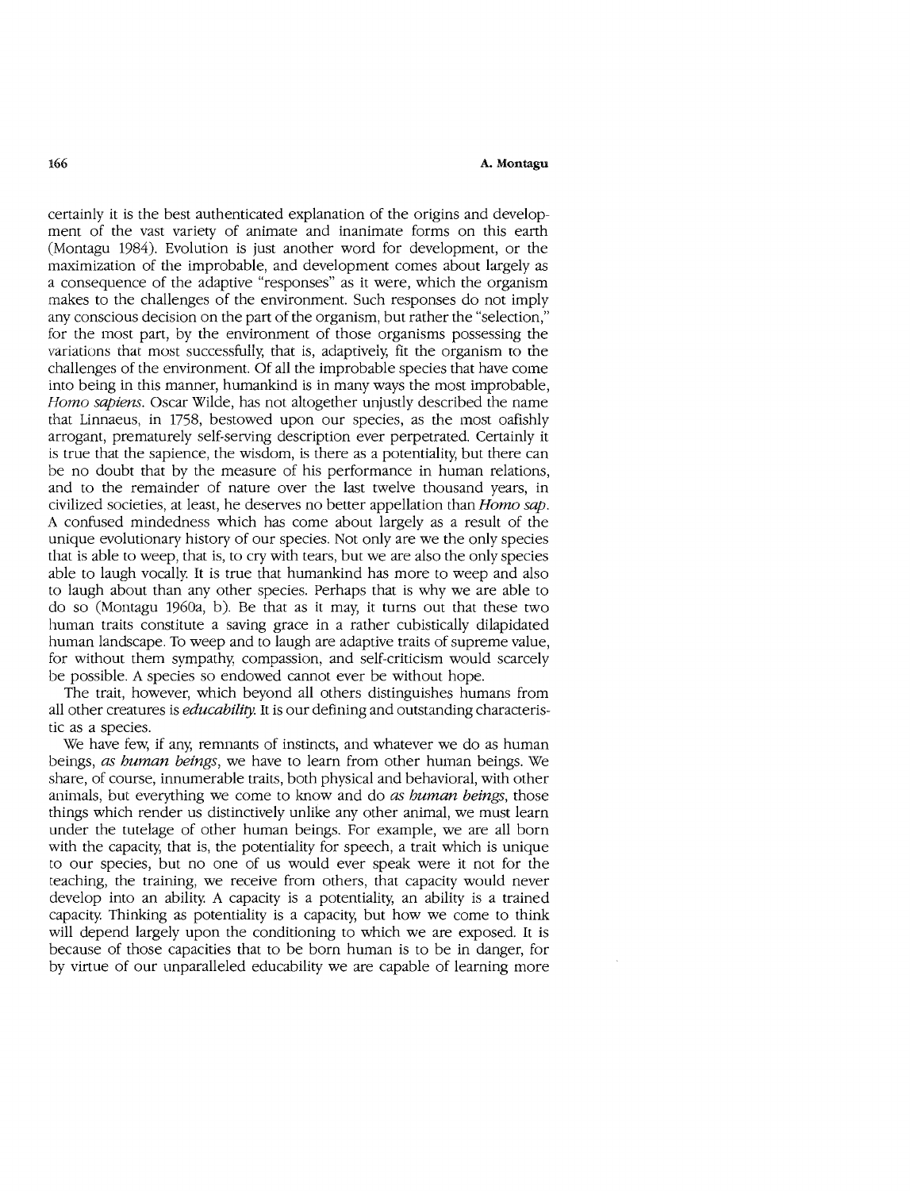certainly it is the best authenticated explanation of the origins and development of the vast variety of animate and inanimate forms on this earth (Montagu 1984). Evolution is just another word for development, or the maximization of the improbable, and development comes about largely as a consequence of the adaptive "responses" as it were, which the organism makes to the challenges of the environment. Such responses do not imply any conscious decision on the part of the organism, but rather the "selection," for the most part, by the environment of those organisms possessing the variations that most successfully, that is, adaptively, fit the organism to the challenges of the environment. Of all the improbable species that have come into being in this manner, humankind is in many ways the most improbable, *Homo sapiens*. Oscar Wilde, has not altogether unjustly described the name that Linnaeus, in 1758, bestowed upon our species, as the most oafishly arrogant, prematurely self-serving description ever perpetrated. Certainly it is true that the sapience, the wisdom, is there as a potentiality, but there can be no doubt that by the measure of his performance in human relations, and to the remainder of nature over the last twelve thousand years, in civilized societies, at least, he deserves no better appellation than *Homo sap*. A confused mindedness which has come about largely as a result of the unique evolutionary history of our species. Not only are we the only species that is able to weep, that is, to cry with tears, but we are also the only species able to laugh vocally. It is true that humankind has more to weep and also to laugh about than any other species. Perhaps that is why we are able to do so (Montagu 1960a, b). Be that as it may, it turns out that these two human traits constitute a saving grace in a rather cubistically dilapidated human landscape. To weep and to laugh are adaptive traits of supreme value, for without them sympathy, compassion, and self-criticism would scarcely be possible. A species so endowed cannot ever be without hope.

The trait, however, which beyond all others distinguishes humans from all other creatures is *educability*. It is our defining and outstanding characteristic as a species.

We have few, if any, remnants of instincts, and whatever we do as human beings, *as human beings*, we have to learn from other human beings. We share, of course, innumerable traits, both physical and behavioral, with other animals, but everything we come to know and do *as human beings*, those things which render us distinctively unlike any other animal, we must learn under the tutelage of other human beings. For example, we are all born with the capacity, that is, the potentiality for speech, a trait which is unique to our species, but no one of us would ever speak were it not for the teaching, the training, we receive from others, that capacity would never develop into an ability. A capacity is a potentiality, an ability is a trained capacity. Thinking as potentiality is a capacity, but how we come to think will depend largely upon the conditioning to which we are exposed. It is because of those capacities that to be born human is to be in danger, for by virtue of our unparalleled educability we are capable of learning more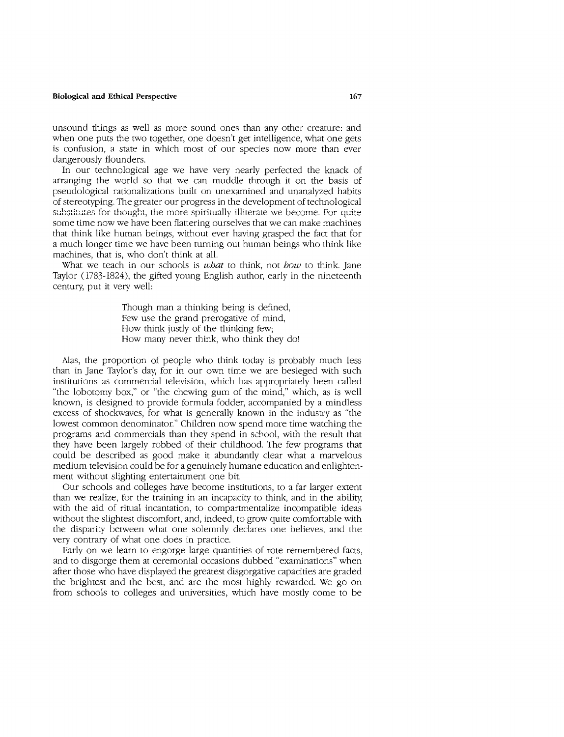unsound things as well as more sound ones than any other creature: and when one puts the two together, one doesn't get intelligence, what one gets is confusion, a state in which most of our species now more than ever dangerously flounders.

In our technological age we have very nearly perfected the knack of arranging the world so that we can muddle through it on the basis of pseudological rationalizations built on unexamined and unanalyzed habits of stereotyping. The greater our progress in the development of technological substitutes for thought, the more spiritually illiterate we become. For quite some time now we have been flattering ourselves that we can make machines that think like human beings, without ever having grasped the fact that for a much longer time we have been turning out human beings who think like machines, that is, who don't think at all.

What we teach in our schools is *what* to think, not *how* to think. Jane Taylor (1783-1824), the gifted young English author, early in the nineteenth century, put it very well:

> Though man a thinking being is defined,
> Few use the grand prerogative of mind,
> How think justly of the thinking few;
> How many never think, who think they do!

Alas, the proportion of people who think today is probably much less than in Jane Taylor's day, for in our own time we are besieged with such institutions as commercial television, which has appropriately been called "the lobotomy box," or "the chewing gum of the mind," which, as is well known, is designed to provide formula fodder, accompanied by a mindless excess of shockwaves, for what is generally known in the industry as "the lowest common denominator." Children now spend more time watching the programs and commercials than they spend in school, with the result that they have been largely robbed of their childhood. The few programs that could be described as good make it abundantly clear what a marvelous medium television could be for a genuinely humane education and enlightenment without slighting entertainment one bit.

Our schools and colleges have become institutions, to a far larger extent than we realize, for the training in an incapacity to think, and in the ability, with the aid of ritual incantation, to compartmentalize incompatible ideas without the slightest discomfort, and, indeed, to grow quite comfortable with the disparity between what one solemnly declares one believes, and the very contrary of what one does in practice.

Early on we learn to engorge large quantities of rote remembered facts, and to disgorge them at ceremonial occasions dubbed "examinations" when after those who have displayed the greatest disgorgative capacities are graded the brightest and the best, and are the most highly rewarded. We go on from schools to colleges and universities, which have mostly come to be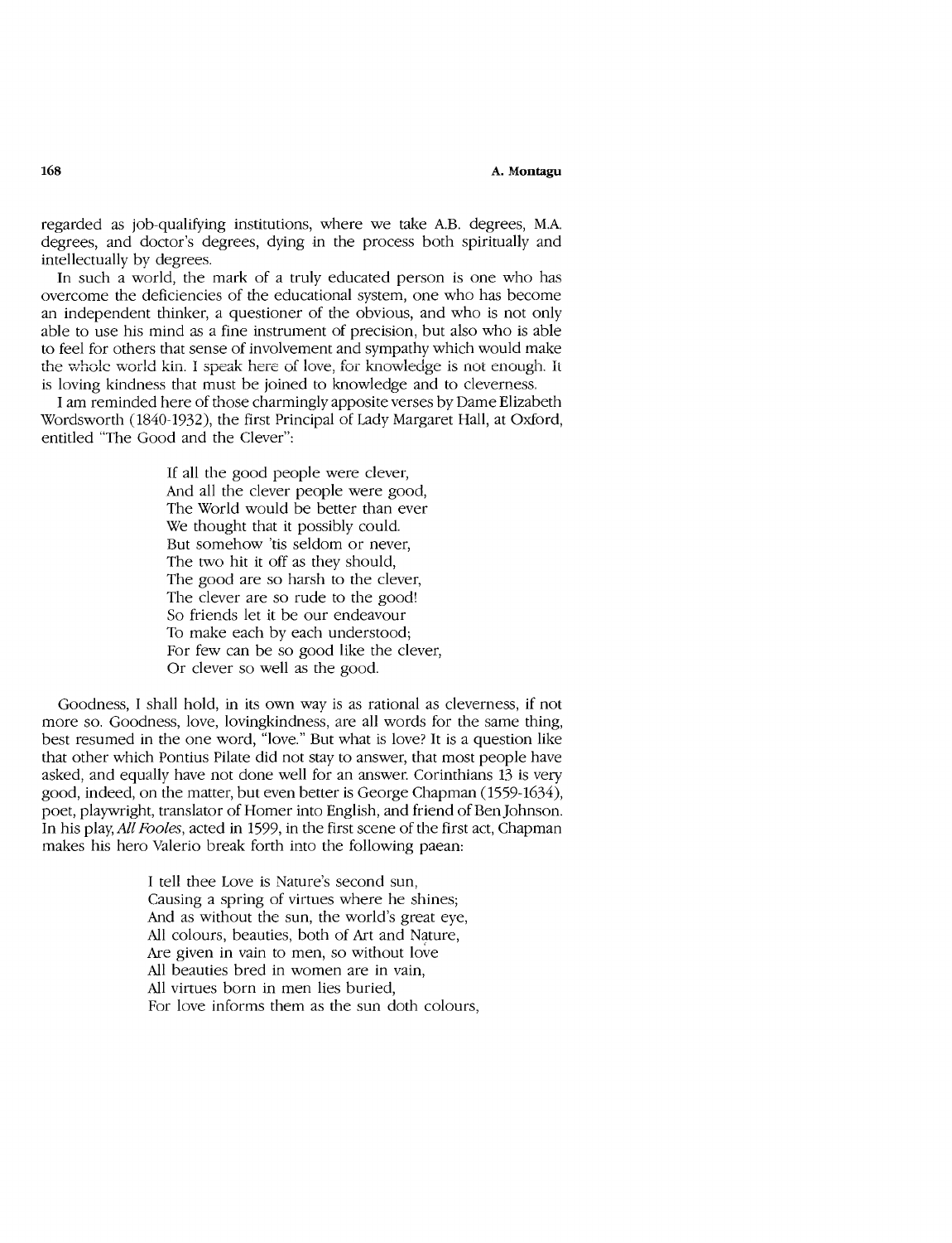regarded as job-qualifying institutions, where we take A.B. degrees, M.A. degrees, and doctor's degrees, dying in the process both spiritually and intellectually by degrees.

In such a world, the mark of a truly educated person is one who has overcome the deficiencies of the educational system, one who has become an independent thinker, a questioner of the obvious, and who is not only able to use his mind as a fine instrument of precision, but also who is able to feel for others that sense of involvement and sympathy which would make the whole world kin. I speak here of love, for knowledge is not enough. It is loving kindness that must be joined to knowledge and to cleverness.

I am reminded here of those charmingly apposite verses by Dame Elizabeth Wordsworth (1840-1932), the first Principal of Lady Margaret Hall, at Oxford, entitled "The Good and the Clever":

> If all the good people were clever,
> And all the clever people were good,
> The World would be better than ever
> We thought that it possibly could.
> But somehow 'tis seldom or never,
> The two hit it off as they should,
> The good are so harsh to the clever,
> The clever are so rude to the good!
> So friends let it be our endeavour
> To make each by each understood;
> For few can be so good like the clever,
> Or clever so well as the good.

Goodness, I shall hold, in its own way is as rational as cleverness, if not more so. Goodness, love, lovingkindness, are all words for the same thing, best resumed in the one word, "love." But what is love? It is a question like that other which Pontius Pilate did not stay to answer, that most people have asked, and equally have not done well for an answer. Corinthians 13 is very good, indeed, on the matter, but even better is George Chapman (1559-1634), poet, playwright, translator of Homer into English, and friend of Ben Johnson. In his play, *All Fooles*, acted in 1599, in the first scene of the first act, Chapman makes his hero Valerio break forth into the following paean:

> I tell thee Love is Nature's second sun,
> Causing a spring of virtues where he shines;
> And as without the sun, the world's great eye,
> All colours, beauties, both of Art and Nature,
> Are given in vain to men, so without love
> All beauties bred in women are in vain,
> All virtues born in men lies buried,
> For love informs them as the sun doth colours,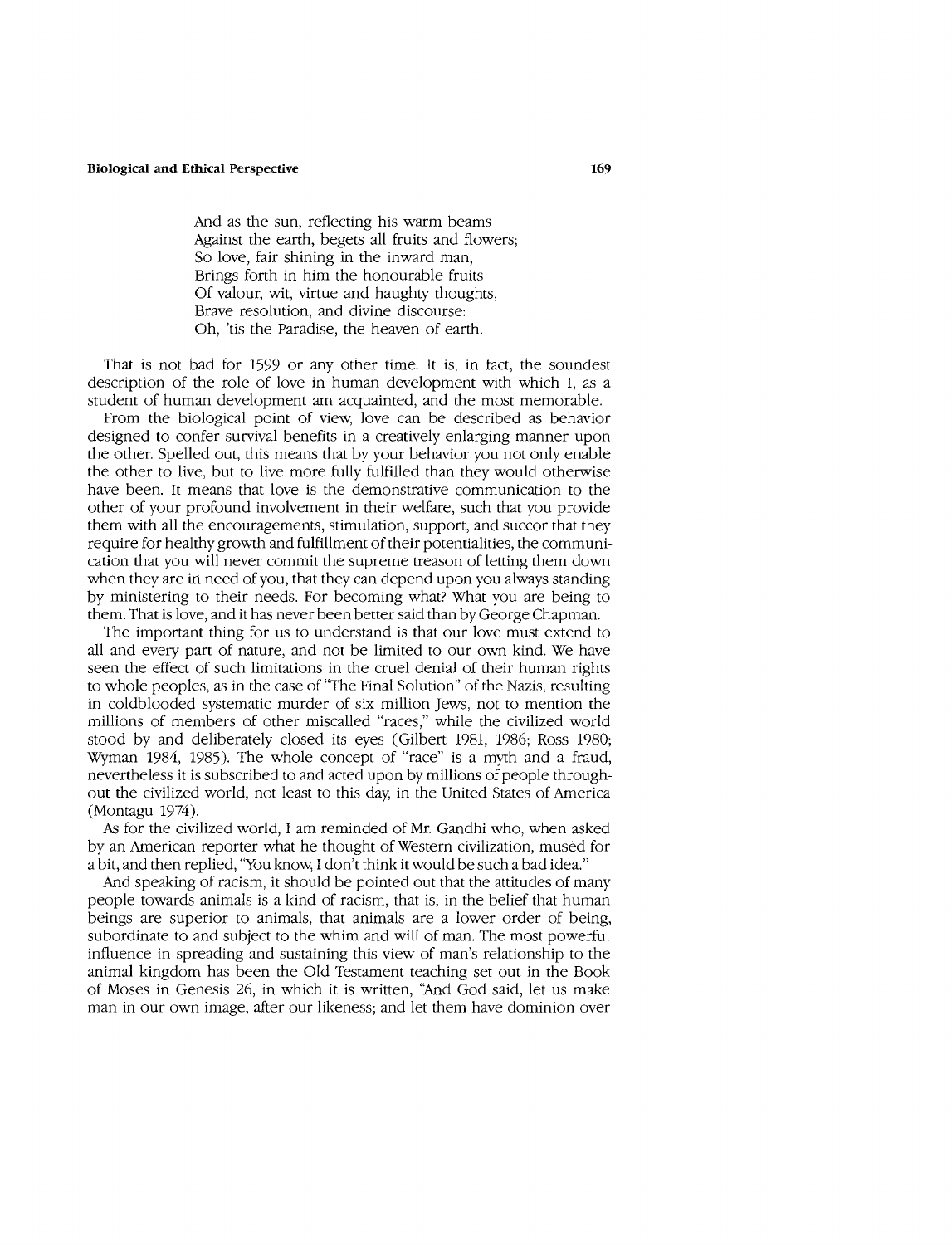> And as the sun, reflecting his warm beams
> Against the earth, begets all fruits and flowers;
> So love, fair shining in the inward man,
> Brings forth in him the honourable fruits
> Of valour, wit, virtue and haughty thoughts,
> Brave resolution, and divine discourse:
> Oh, 'tis the Paradise, the heaven of earth.

That is not bad for 1599 or any other time. It is, in fact, the soundest description of the role of love in human development with which I, as a student of human development am acquainted, and the most memorable.

From the biological point of view, love can be described as behavior designed to confer survival benefits in a creatively enlarging manner upon the other. Spelled out, this means that by your behavior you not only enable the other to live, but to live more fully fulfilled than they would otherwise have been. It means that love is the demonstrative communication to the other of your profound involvement in their welfare, such that you provide them with all the encouragements, stimulation, support, and succor that they require for healthy growth and fulfillment of their potentialities, the communication that you will never commit the supreme treason of letting them down when they are in need of you, that they can depend upon you always standing by ministering to their needs. For becoming what? What you are being to them. That is love, and it has never been better said than by George Chapman.

The important thing for us to understand is that our love must extend to all and every part of nature, and not be limited to our own kind. We have seen the effect of such limitations in the cruel denial of their human rights to whole peoples, as in the case of "The Final Solution" of the Nazis, resulting in coldblooded systematic murder of six million Jews, not to mention the millions of members of other miscalled "races," while the civilized world stood by and deliberately closed its eyes (Gilbert 1981, 1986; Ross 1980; Wyman 1984, 1985). The whole concept of "race" is a myth and a fraud, nevertheless it is subscribed to and acted upon by millions of people throughout the civilized world, not least to this day, in the United States of America (Montagu 1974).

As for the civilized world, I am reminded of Mr. Gandhi who, when asked by an American reporter what he thought of Western civilization, mused for a bit, and then replied, "You know, I don't think it would be such a bad idea."

And speaking of racism, it should be pointed out that the attitudes of many people towards animals is a kind of racism, that is, in the belief that human beings are superior to animals, that animals are a lower order of being, subordinate to and subject to the whim and will of man. The most powerful influence in spreading and sustaining this view of man's relationship to the animal kingdom has been the Old Testament teaching set out in the Book of Moses in Genesis 26, in which it is written, "And God said, let us make man in our own image, after our likeness; and let them have dominion over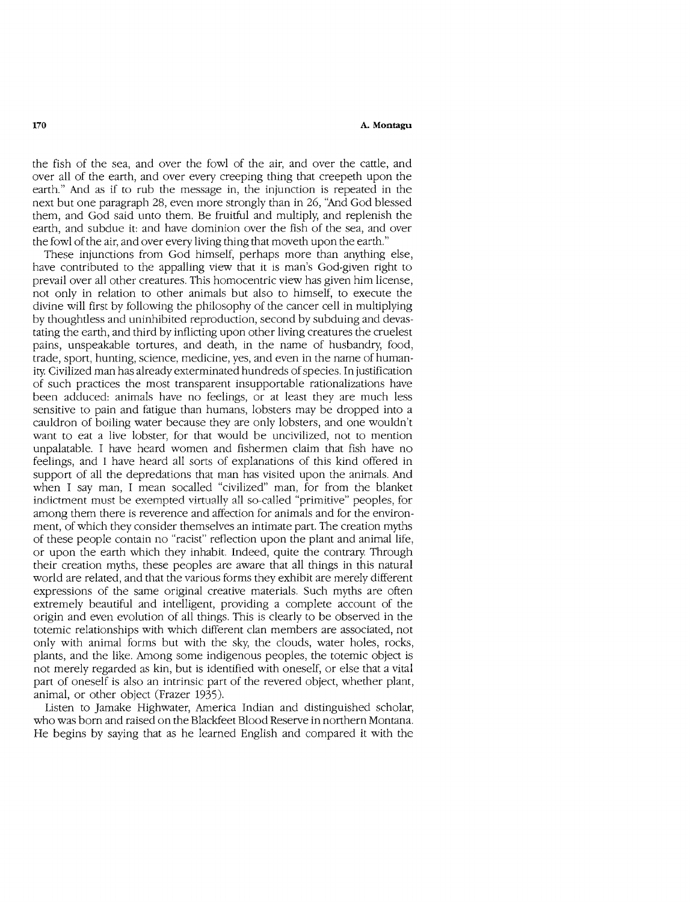the fish of the sea, and over the fowl of the air, and over the cattle, and over all of the earth, and over every creeping thing that creepeth upon the earth." And as if to rub the message in, the injunction is repeated in the next but one paragraph 28, even more strongly than in 26, "And God blessed them, and God said unto them. Be fruitful and multiply, and replenish the earth, and subdue it: and have dominion over the fish of the sea, and over the fowl of the air, and over every living thing that moveth upon the earth."

These injunctions from God himself, perhaps more than anything else, have contributed to the appalling view that it is man's God-given right to prevail over all other creatures. This homocentric view has given him license, not only in relation to other animals but also to himself, to execute the divine will first by following the philosophy of the cancer cell in multiplying by thoughtless and uninhibited reproduction, second by subduing and devastating the earth, and third by inflicting upon other living creatures the cruelest pains, unspeakable tortures, and death, in the name of husbandry, food, trade, sport, hunting, science, medicine, yes, and even in the name of humanity. Civilized man has already exterminated hundreds of species. In justification of such practices the most transparent insupportable rationalizations have been adduced: animals have no feelings, or at least they are much less sensitive to pain and fatigue than humans, lobsters may be dropped into a cauldron of boiling water because they are only lobsters, and one wouldn't want to eat a live lobster, for that would be uncivilized, not to mention unpalatable. I have heard women and fishermen claim that fish have no feelings, and I have heard all sorts of explanations of this kind offered in support of all the depredations that man has visited upon the animals. And when I say man, I mean socalled "civilized" man, for from the blanket indictment must be exempted virtually all so-called "primitive" peoples, for among them there is reverence and affection for animals and for the environment, of which they consider themselves an intimate part. The creation myths of these people contain no "racist" reflection upon the plant and animal life, or upon the earth which they inhabit. Indeed, quite the contrary. Through their creation myths, these peoples are aware that all things in this natural world are related, and that the various forms they exhibit are merely different expressions of the same original creative materials. Such myths are often extremely beautiful and intelligent, providing a complete account of the origin and even evolution of all things. This is clearly to be observed in the totemic relationships with which different clan members are associated, not only with animal forms but with the sky, the clouds, water holes, rocks, plants, and the like. Among some indigenous peoples, the totemic object is not merely regarded as kin, but is identified with oneself, or else that a vital part of oneself is also an intrinsic part of the revered object, whether plant, animal, or other object (Frazer 1935).

Listen to Jamake Highwater, America Indian and distinguished scholar, who was born and raised on the Blackfeet Blood Reserve in northern Montana. He begins by saying that as he learned English and compared it with the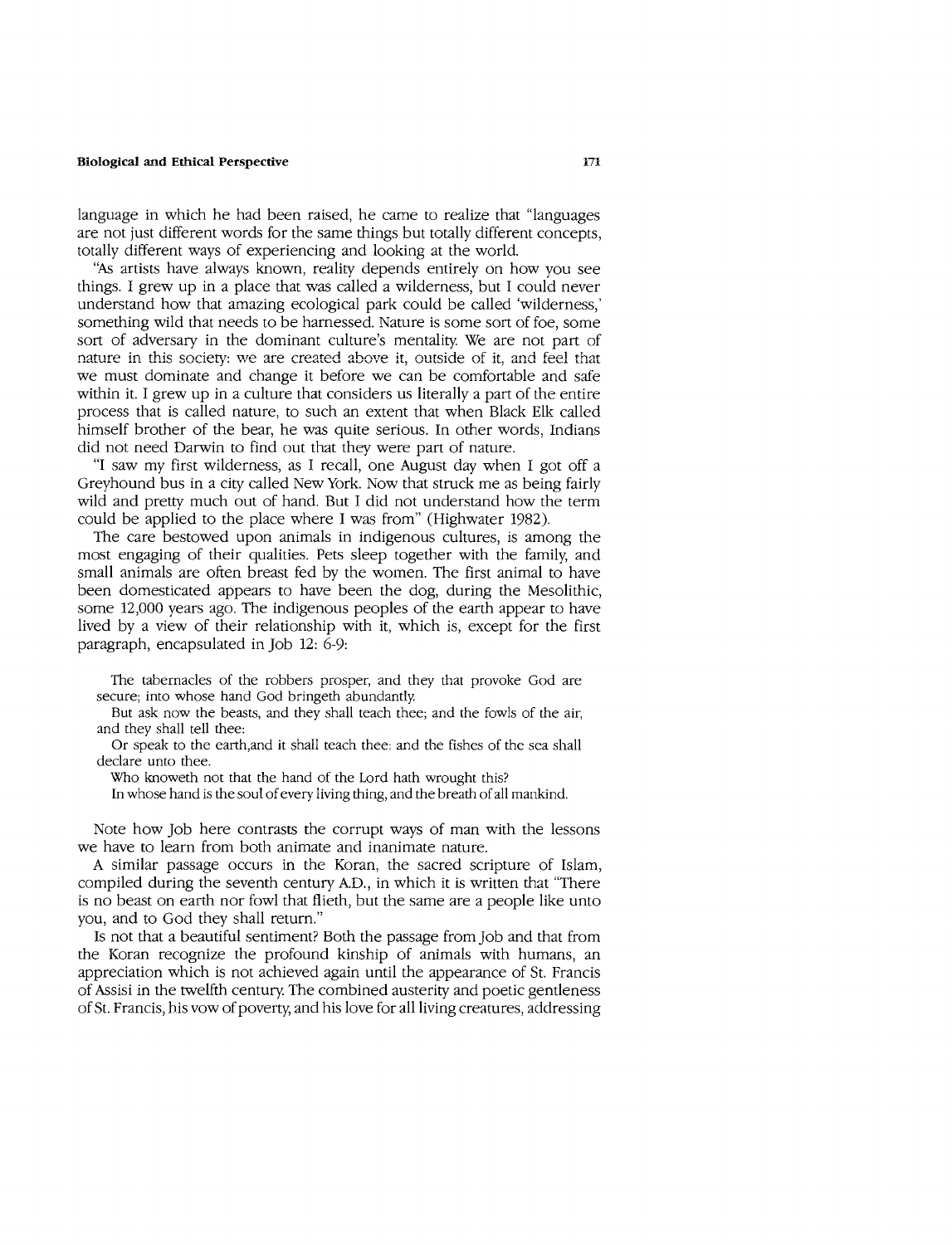language in which he had been raised, he came to realize that "languages are not just different words for the same things but totally different concepts, totally different ways of experiencing and looking at the world.

"As artists have always known, reality depends entirely on how you see things. I grew up in a place that was called a wilderness, but I could never understand how that amazing ecological park could be called 'wilderness,' something wild that needs to be harnessed. Nature is some sort of foe, some sort of adversary in the dominant culture's mentality. We are not part of nature in this society: we are created above it, outside of it, and feel that we must dominate and change it before we can be comfortable and safe within it. I grew up in a culture that considers us literally a part of the entire process that is called nature, to such an extent that when Black Elk called himself brother of the bear, he was quite serious. In other words, Indians did not need Darwin to find out that they were part of nature.

"I saw my first wilderness, as I recall, one August day when I got off a Greyhound bus in a city called New York. Now that struck me as being fairly wild and pretty much out of hand. But I did not understand how the term could be applied to the place where I was from" (Highwater 1982).

The care bestowed upon animals in indigenous cultures, is among the most engaging of their qualities. Pets sleep together with the family, and small animals are often breast fed by the women. The first animal to have been domesticated appears to have been the dog, during the Mesolithic, some 12,000 years ago. The indigenous peoples of the earth appear to have lived by a view of their relationship with it, which is, except for the first paragraph, encapsulated in Job 12: 6-9:

> The tabernacles of the robbers prosper, and they that provoke God are secure; into whose hand God bringeth abundantly.
>
> But ask now the beasts, and they shall teach thee; and the fowls of the air, and they shall tell thee:
>
> Or speak to the earth,and it shall teach thee: and the fishes of the sea shall declare unto thee.
>
> Who knoweth not that the hand of the Lord hath wrought this?
>
> In whose hand is the soul of every living thing, and the breath of all mankind.

Note how Job here contrasts the corrupt ways of man with the lessons we have to learn from both animate and inanimate nature.

A similar passage occurs in the Koran, the sacred scripture of Islam, compiled during the seventh century A.D., in which it is written that "There is no beast on earth nor fowl that flieth, but the same are a people like unto you, and to God they shall return."

Is not that a beautiful sentiment? Both the passage from Job and that from the Koran recognize the profound kinship of animals with humans, an appreciation which is not achieved again until the appearance of St. Francis of Assisi in the twelfth century. The combined austerity and poetic gentleness of St. Francis, his vow of poverty, and his love for all living creatures, addressing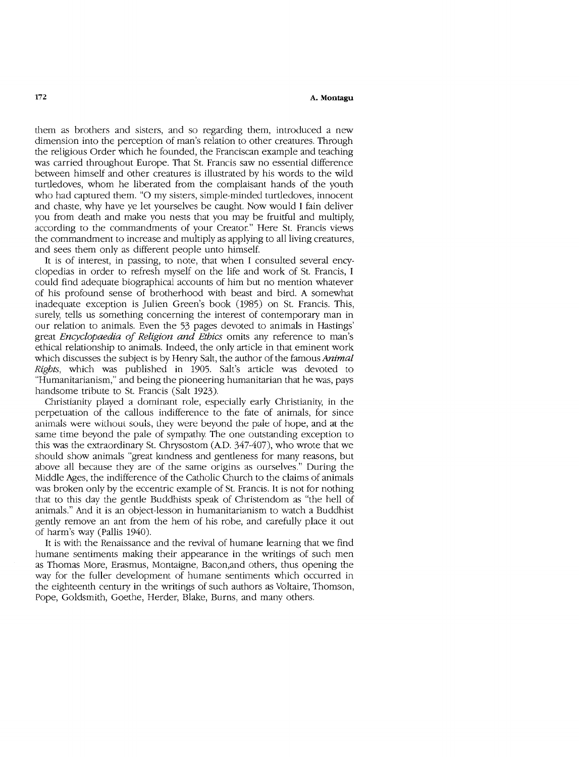them as brothers and sisters, and so regarding them, introduced a new dimension into the perception of man's relation to other creatures. Through the religious Order which he founded, the Franciscan example and teaching was carried throughout Europe. That St. Francis saw no essential difference between himself and other creatures is illustrated by his words to the wild turtledoves, whom he liberated from the complaisant hands of the youth who had captured them. "O my sisters, simple-minded turtledoves, innocent and chaste, why have ye let yourselves be caught. Now would I fain deliver you from death and make you nests that you may be fruitful and multiply, according to the commandments of your Creator." Here St. Francis views the commandment to increase and multiply as applying to all living creatures, and sees them only as different people unto himself.

It is of interest, in passing, to note, that when I consulted several encyclopedias in order to refresh myself on the life and work of St. Francis, I could find adequate biographical accounts of him but no mention whatever of his profound sense of brotherhood with beast and bird. A somewhat inadequate exception is Julien Green's book (1985) on St. Francis. This, surely, tells us something concerning the interest of contemporary man in our relation to animals. Even the 53 pages devoted to animals in Hastings' great *Encyclopaedia of Religion and Ethics* omits any reference to man's ethical relationship to animals. Indeed, the only article in that eminent work which discusses the subject is by Henry Salt, the author of the famous *Animal Rights*, which was published in 1905. Salt's article was devoted to "Humanitarianism," and being the pioneering humanitarian that he was, pays handsome tribute to St. Francis (Salt 1923).

Christianity played a dominant role, especially early Christianity, in the perpetuation of the callous indifference to the fate of animals, for since animals were without souls, they were beyond the pale of hope, and at the same time beyond the pale of sympathy. The one outstanding exception to this was the extraordinary St. Chrysostom (A.D. 347-407), who wrote that we should show animals "great kindness and gentleness for many reasons, but above all because they are of the same origins as ourselves." During the Middle Ages, the indifference of the Catholic Church to the claims of animals was broken only by the eccentric example of St. Francis. It is not for nothing that to this day the gentle Buddhists speak of Christendom as "the hell of animals." And it is an object-lesson in humanitarianism to watch a Buddhist gently remove an ant from the hem of his robe, and carefully place it out of harm's way (Pallis 1940).

It is with the Renaissance and the revival of humane learning that we find humane sentiments making their appearance in the writings of such men as Thomas More, Erasmus, Montaigne, Bacon,and others, thus opening the way for the fuller development of humane sentiments which occurred in the eighteenth century in the writings of such authors as Voltaire, Thomson, Pope, Goldsmith, Goethe, Herder, Blake, Burns, and many others.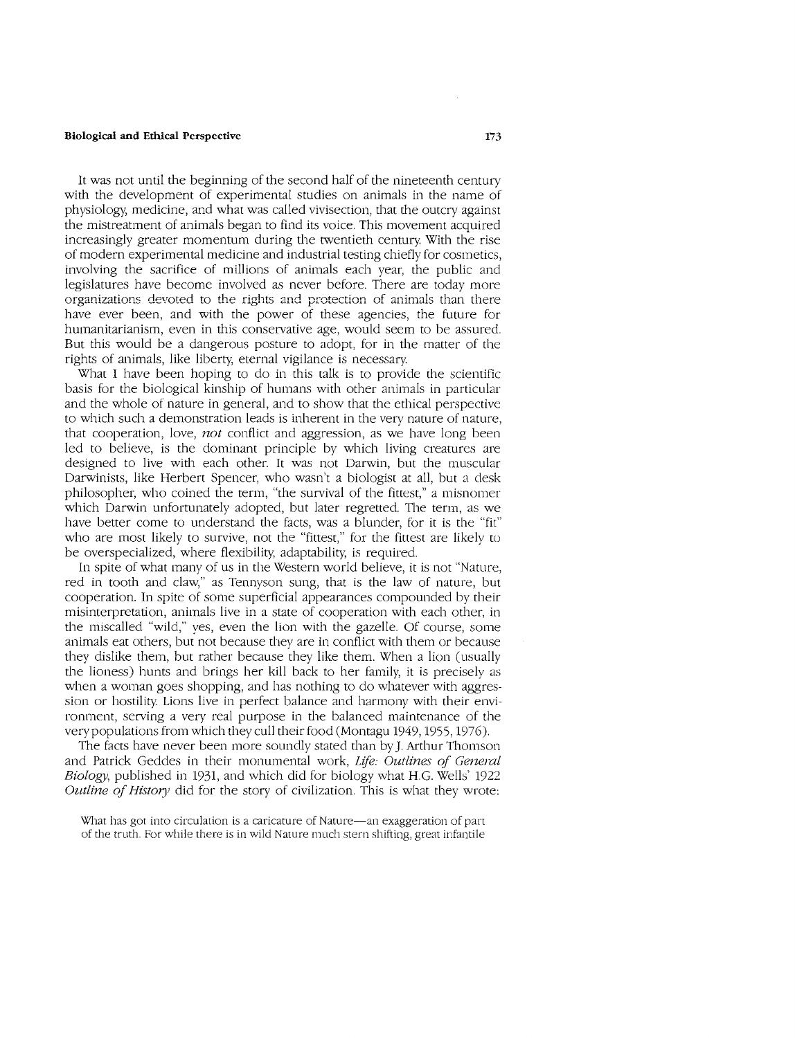It was not until the beginning of the second half of the nineteenth century with the development of experimental studies on animals in the name of physiology, medicine, and what was called vivisection, that the outcry against the mistreatment of animals began to find its voice. This movement acquired increasingly greater momentum during the twentieth century. With the rise of modern experimental medicine and industrial testing chiefly for cosmetics, involving the sacrifice of millions of animals each year, the public and legislatures have become involved as never before. There are today more organizations devoted to the rights and protection of animals than there have ever been, and with the power of these agencies, the future for humanitarianism, even in this conservative age, would seem to be assured. But this would be a dangerous posture to adopt, for in the matter of the rights of animals, like liberty, eternal vigilance is necessary.

What I have been hoping to do in this talk is to provide the scientific basis for the biological kinship of humans with other animals in particular and the whole of nature in general, and to show that the ethical perspective to which such a demonstration leads is inherent in the very nature of nature, that cooperation, love, *not* conflict and aggression, as we have long been led to believe, is the dominant principle by which living creatures are designed to live with each other. It was not Darwin, but the muscular Darwinists, like Herbert Spencer, who wasn't a biologist at all, but a desk philosopher, who coined the term, "the survival of the fittest," a misnomer which Darwin unfortunately adopted, but later regretted. The term, as we have better come to understand the facts, was a blunder, for it is the "fit" who are most likely to survive, not the "fittest," for the fittest are likely to be overspecialized, where flexibility, adaptability, is required.

In spite of what many of us in the Western world believe, it is not "Nature, red in tooth and claw," as Tennyson sung, that is the law of nature, but cooperation. In spite of some superficial appearances compounded by their misinterpretation, animals live in a state of cooperation with each other, in the miscalled "wild," yes, even the lion with the gazelle. Of course, some animals eat others, but not because they are in conflict with them or because they dislike them, but rather because they like them. When a lion (usually the lioness) hunts and brings her kill back to her family, it is precisely as when a woman goes shopping, and has nothing to do whatever with aggression or hostility. Lions live in perfect balance and harmony with their environment, serving a very real purpose in the balanced maintenance of the very populations from which they cull their food (Montagu 1949, 1955, 1976).

The facts have never been more soundly stated than by J. Arthur Thomson and Patrick Geddes in their monumental work, *Life: Outlines of General Biology*, published in 1931, and which did for biology what H.G. Wells' 1922 *Outline of History* did for the story of civilization. This is what they wrote:

> What has got into circulation is a caricature of Nature—an exaggeration of part of the truth. For while there is in wild Nature much stern shifting, great infantile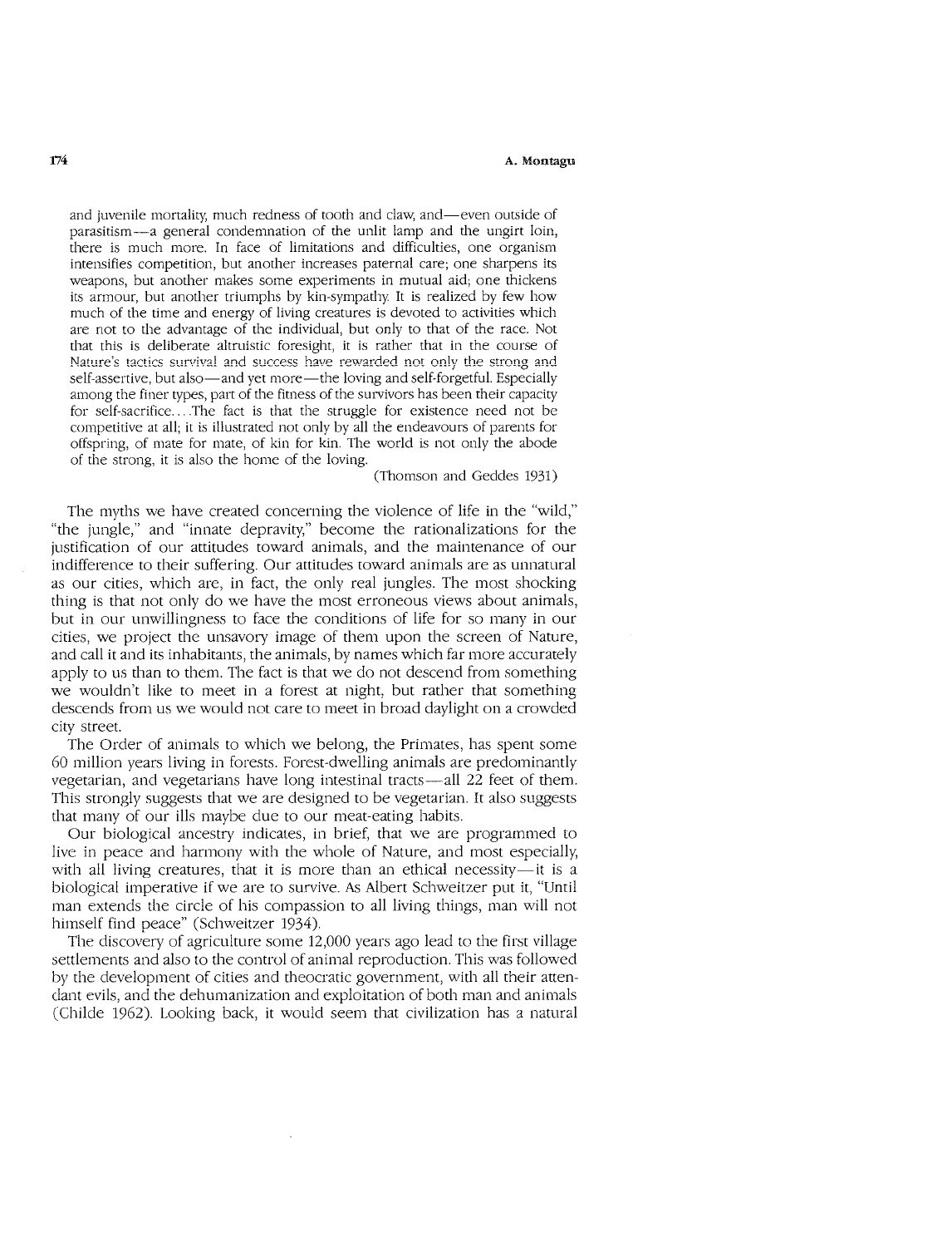> and juvenile mortality, much redness of tooth and claw, and—even outside of parasitism—a general condemnation of the unlit lamp and the ungirt loin, there is much more. In face of limitations and difficulties, one organism intensifies competition, but another increases paternal care; one sharpens its weapons, but another makes some experiments in mutual aid; one thickens its armour, but another triumphs by kin-sympathy. It is realized by few how much of the time and energy of living creatures is devoted to activities which are not to the advantage of the individual, but only to that of the race. Not that this is deliberate altruistic foresight, it is rather that in the course of Nature's tactics survival and success have rewarded not only the strong and self-assertive, but also—and yet more—the loving and self-forgetful. Especially among the finer types, part of the fitness of the survivors has been their capacity for self-sacrifice. . . .The fact is that the struggle for existence need not be competitive at all; it is illustrated not only by all the endeavours of parents for offspring, of mate for mate, of kin for kin. The world is not only the abode of the strong, it is also the home of the loving.
>
> (Thomson and Geddes 1931)

The myths we have created concerning the violence of life in the "wild," "the jungle," and "innate depravity," become the rationalizations for the justification of our attitudes toward animals, and the maintenance of our indifference to their suffering. Our attitudes toward animals are as unnatural as our cities, which are, in fact, the only real jungles. The most shocking thing is that not only do we have the most erroneous views about animals, but in our unwillingness to face the conditions of life for so many in our cities, we project the unsavory image of them upon the screen of Nature, and call it and its inhabitants, the animals, by names which far more accurately apply to us than to them. The fact is that we do not descend from something we wouldn't like to meet in a forest at night, but rather that something descends from us we would not care to meet in broad daylight on a crowded city street.

The Order of animals to which we belong, the Primates, has spent some 60 million years living in forests. Forest-dwelling animals are predominantly vegetarian, and vegetarians have long intestinal tracts—all 22 feet of them. This strongly suggests that we are designed to be vegetarian. It also suggests that many of our ills maybe due to our meat-eating habits.

Our biological ancestry indicates, in brief, that we are programmed to live in peace and harmony with the whole of Nature, and most especially, with all living creatures, that it is more than an ethical necessity—it is a biological imperative if we are to survive. As Albert Schweitzer put it, "Until man extends the circle of his compassion to all living things, man will not himself find peace" (Schweitzer 1934).

The discovery of agriculture some 12,000 years ago lead to the first village settlements and also to the control of animal reproduction. This was followed by the development of cities and theocratic government, with all their attendant evils, and the dehumanization and exploitation of both man and animals (Childe 1962). Looking back, it would seem that civilization has a natural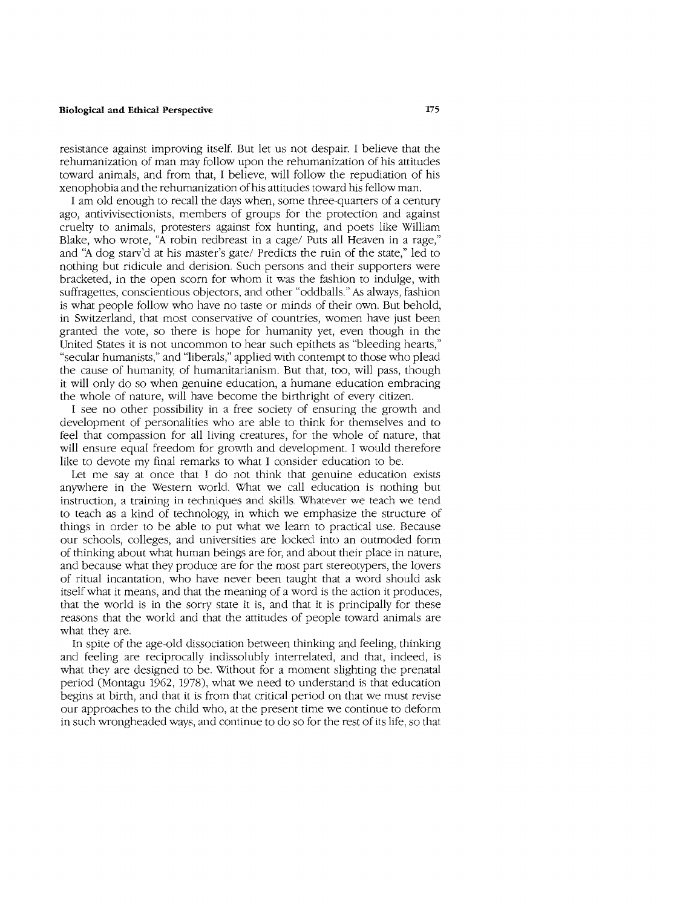resistance against improving itself. But let us not despair. I believe that the rehumanization of man may follow upon the rehumanization of his attitudes toward animals, and from that, I believe, will follow the repudiation of his xenophobia and the rehumanization of his attitudes toward his fellow man.

I am old enough to recall the days when, some three-quarters of a century ago, antivivisectionists, members of groups for the protection and against cruelty to animals, protesters against fox hunting, and poets like William Blake, who wrote, "A robin redbreast in a cage/ Puts all Heaven in a rage," and "A dog starv'd at his master's gate/ Predicts the ruin of the state," led to nothing but ridicule and derision. Such persons and their supporters were bracketed, in the open scorn for whom it was the fashion to indulge, with suffragettes, conscientious objectors, and other "oddballs." As always, fashion is what people follow who have no taste or minds of their own. But behold, in Switzerland, that most conservative of countries, women have just been granted the vote, so there is hope for humanity yet, even though in the United States it is not uncommon to hear such epithets as "bleeding hearts," "secular humanists," and "liberals," applied with contempt to those who plead the cause of humanity, of humanitarianism. But that, too, will pass, though it will only do so when genuine education, a humane education embracing the whole of nature, will have become the birthright of every citizen.

I see no other possibility in a free society of ensuring the growth and development of personalities who are able to think for themselves and to feel that compassion for all living creatures, for the whole of nature, that will ensure equal freedom for growth and development. I would therefore like to devote my final remarks to what I consider education to be.

Let me say at once that I do not think that genuine education exists anywhere in the Western world. What we call education is nothing but instruction, a training in techniques and skills. Whatever we teach we tend to teach as a kind of technology, in which we emphasize the structure of things in order to be able to put what we learn to practical use. Because our schools, colleges, and universities are locked into an outmoded form of thinking about what human beings are for, and about their place in nature, and because what they produce are for the most part stereotypers, the lovers of ritual incantation, who have never been taught that a word should ask itself what it means, and that the meaning of a word is the action it produces, that the world is in the sorry state it is, and that it is principally for these reasons that the world and that the attitudes of people toward animals are what they are.

In spite of the age-old dissociation between thinking and feeling, thinking and feeling are reciprocally indissolubly interrelated, and that, indeed, is what they are designed to be. Without for a moment slighting the prenatal period (Montagu 1962, 1978), what we need to understand is that education begins at birth, and that it is from that critical period on that we must revise our approaches to the child who, at the present time we continue to deform in such wrongheaded ways, and continue to do so for the rest of its life, so that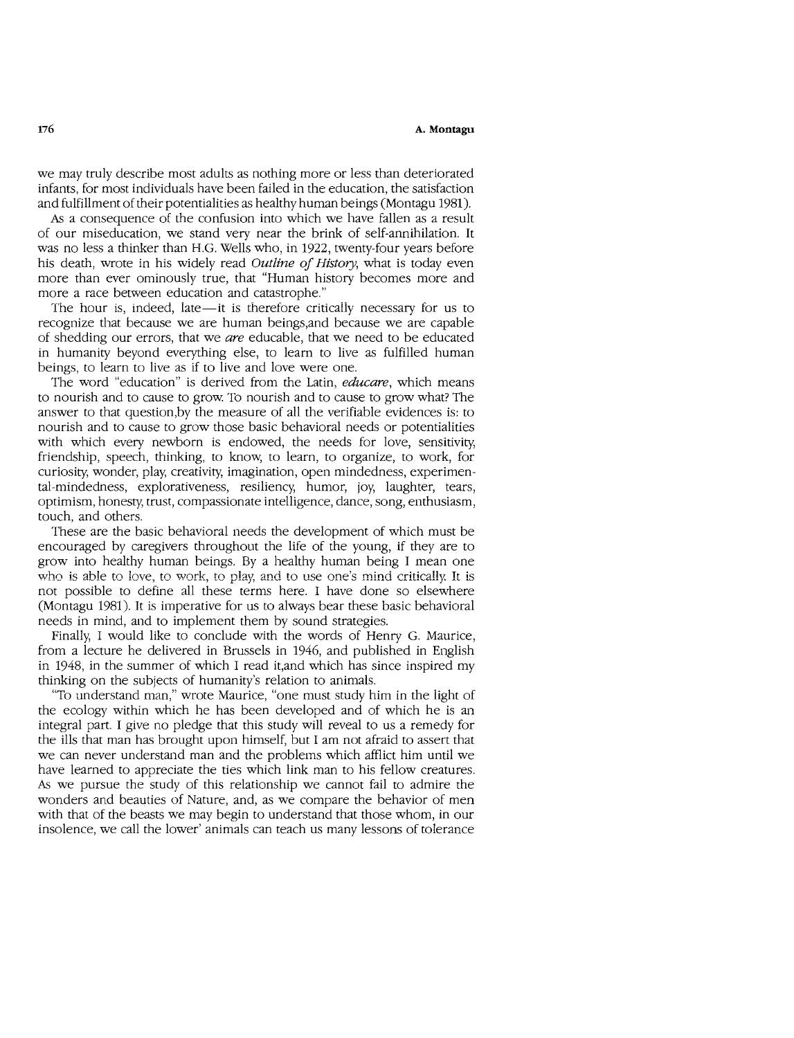we may truly describe most adults as nothing more or less than deteriorated infants, for most individuals have been failed in the education, the satisfaction and fulfillment of their potentialities as healthy human beings (Montagu 1981).

As a consequence of the confusion into which we have fallen as a result of our miseducation, we stand very near the brink of self-annihilation. It was no less a thinker than H.G. Wells who, in 1922, twenty-four years before his death, wrote in his widely read *Outline of History*, what is today even more than ever ominously true, that "Human history becomes more and more a race between education and catastrophe."

The hour is, indeed, late—it is therefore critically necessary for us to recognize that because we are human beings,and because we are capable of shedding our errors, that we *are* educable, that we need to be educated in humanity beyond everything else, to learn to live as fulfilled human beings, to learn to live as if to live and love were one.

The word "education" is derived from the Latin, *educare*, which means to nourish and to cause to grow. To nourish and to cause to grow what? The answer to that question,by the measure of all the verifiable evidences is: to nourish and to cause to grow those basic behavioral needs or potentialities with which every newborn is endowed, the needs for love, sensitivity, friendship, speech, thinking, to know, to learn, to organize, to work, for curiosity, wonder, play, creativity, imagination, open mindedness, experimental-mindedness, explorativeness, resiliency, humor, joy, laughter, tears, optimism, honesty, trust, compassionate intelligence, dance, song, enthusiasm, touch, and others.

These are the basic behavioral needs the development of which must be encouraged by caregivers throughout the life of the young, if they are to grow into healthy human beings. By a healthy human being I mean one who is able to love, to work, to play, and to use one's mind critically. It is not possible to define all these terms here. I have done so elsewhere (Montagu 1981). It is imperative for us to always bear these basic behavioral needs in mind, and to implement them by sound strategies.

Finally, I would like to conclude with the words of Henry G. Maurice, from a lecture he delivered in Brussels in 1946, and published in English in 1948, in the summer of which I read it,and which has since inspired my thinking on the subjects of humanity's relation to animals.

"To understand man," wrote Maurice, "one must study him in the light of the ecology within which he has been developed and of which he is an integral part. I give no pledge that this study will reveal to us a remedy for the ills that man has brought upon himself, but I am not afraid to assert that we can never understand man and the problems which afflict him until we have learned to appreciate the ties which link man to his fellow creatures. As we pursue the study of this relationship we cannot fail to admire the wonders and beauties of Nature, and, as we compare the behavior of men with that of the beasts we may begin to understand that those whom, in our insolence, we call the lower' animals can teach us many lessons of tolerance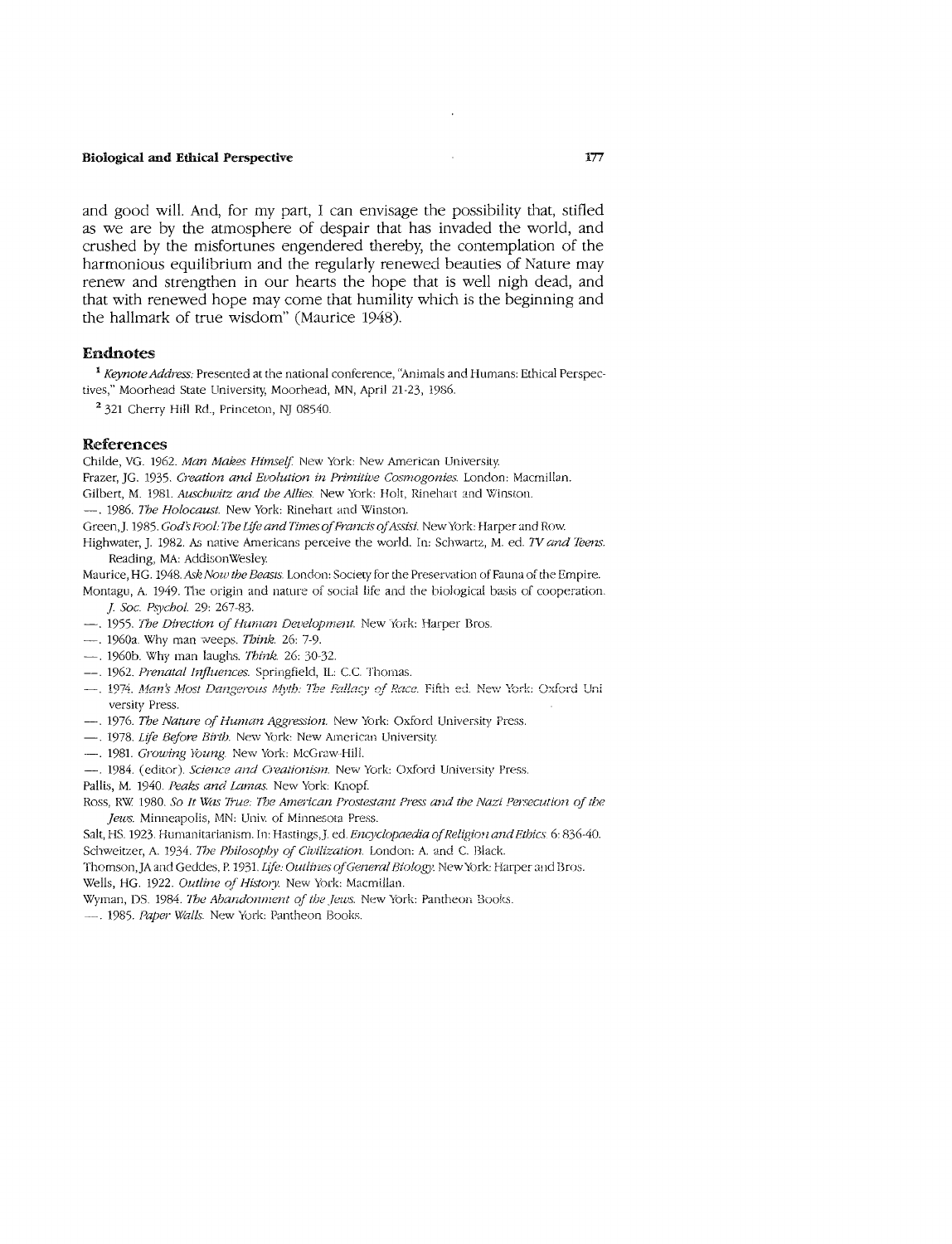and good will. And, for my part, I can envisage the possibility that, stifled as we are by the atmosphere of despair that has invaded the world, and crushed by the misfortunes engendered thereby, the contemplation of the harmonious equilibrium and the regularly renewed beauties of Nature may renew and strengthen in our hearts the hope that is well nigh dead, and that with renewed hope may come that humility which is the beginning and the hallmark of true wisdom" (Maurice 1948).

## Endnotes

[1] *Keynote Address:* Presented at the national conference, "Animals and Humans: Ethical Perspectives," Moorhead State University, Moorhead, MN, April 21-23, 1986.

[2] 321 Cherry Hill Rd., Princeton, NJ 08540.

## References

Childe, VG. 1962. *Man Makes Himself.* New York: New American University.

Frazer, JG. 1935. *Creation and Evolution in Primitive Cosmogonies.* London: Macmillan.

Gilbert, M. 1981. *Auschwitz and the Allies.* New York: Holt, Rinehart and Winston.

—. 1986. *The Holocaust.* New York: Rinehart and Winston.

Green, J. 1985. *God's Fool: The Life and Times of Francis of Assisi.* New York: Harper and Row.

Highwater, J. 1982. As native Americans perceive the world. In: Schwartz, M. ed. *TV and Teens.* Reading, MA: AddisonWesley.

Maurice, HG. 1948. *Ask Now the Beasts.* London: Society for the Preservation of Fauna of the Empire.

Montagu, A. 1949. The origin and nature of social life and the biological basis of cooperation. *J. Soc. Psychol.* 29: 267-83.

—. 1955. *The Direction of Human Development.* New York: Harper Bros.

—. 1960a. Why man weeps. *Think.* 26: 7-9.

—. 1960b. Why man laughs. *Think.* 26: 30-32.

—. 1962. *Prenatal Influences.* Springfield, IL: C.C. Thomas.

—. 1974. *Man's Most Dangerous Myth: The Fallacy of Race.* Fifth ed. New York: Oxford University Press.

—. 1976. *The Nature of Human Aggression.* New York: Oxford University Press.

—. 1978. *Life Before Birth.* New York: New American University.

—. 1981. *Growing Young.* New York: McGraw-Hill.

—. 1984. (editor). *Science and Creationism.* New York: Oxford University Press.

Pallis, M. 1940. *Peaks and Lamas.* New York: Knopf.

Ross, RW. 1980. *So It Was True: The American Prostestant Press and the Nazi Persecution of the Jews.* Minneapolis, MN: Univ. of Minnesota Press.

Salt, HS. 1923. Humanitarianism. In: Hastings, J. ed. *Encyclopaedia of Religion and Ethics.* 6: 836-40.

Schweitzer, A. 1934. *The Philosophy of Civilization.* London: A. and C. Black.

Thomson, JA and Geddes, P. 1931. *Life: Outlines of General Biology.* New York: Harper and Bros.

Wells, HG. 1922. *Outline of History.* New York: Macmillan.

Wyman, DS. 1984. *The Abandonment of the Jews.* New York: Pantheon Books.

—. 1985. *Paper Walls.* New York: Pantheon Books.